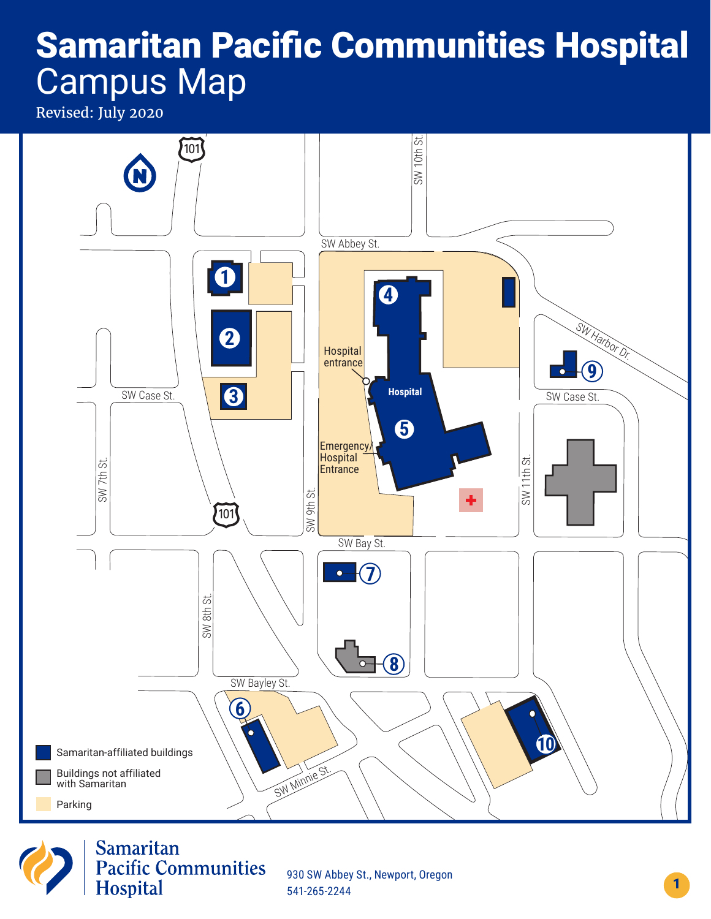# Samaritan Pacific Communities Hospital
## Campus Map

Revised: July 2020

101

SW 10th St.

SW Abbey St.

SW Harbor Dr.

1

2

3

4

Hospital entrance

Hospital

5

Emergency/ Hospital Entrance

SW Case St.

SW Case St.

9

SW 7th St.

101

SW 9th St.

SW 11th St.

SW Bay St.

7

SW 8th St.

8

SW Bayley St.

6

10

SW Minnie St.

- Samaritan-affiliated buildings
- Buildings not affiliated with Samaritan
- Parking

Samaritan Pacific Communities Hospital

930 SW Abbey St., Newport, Oregon
541-265-2244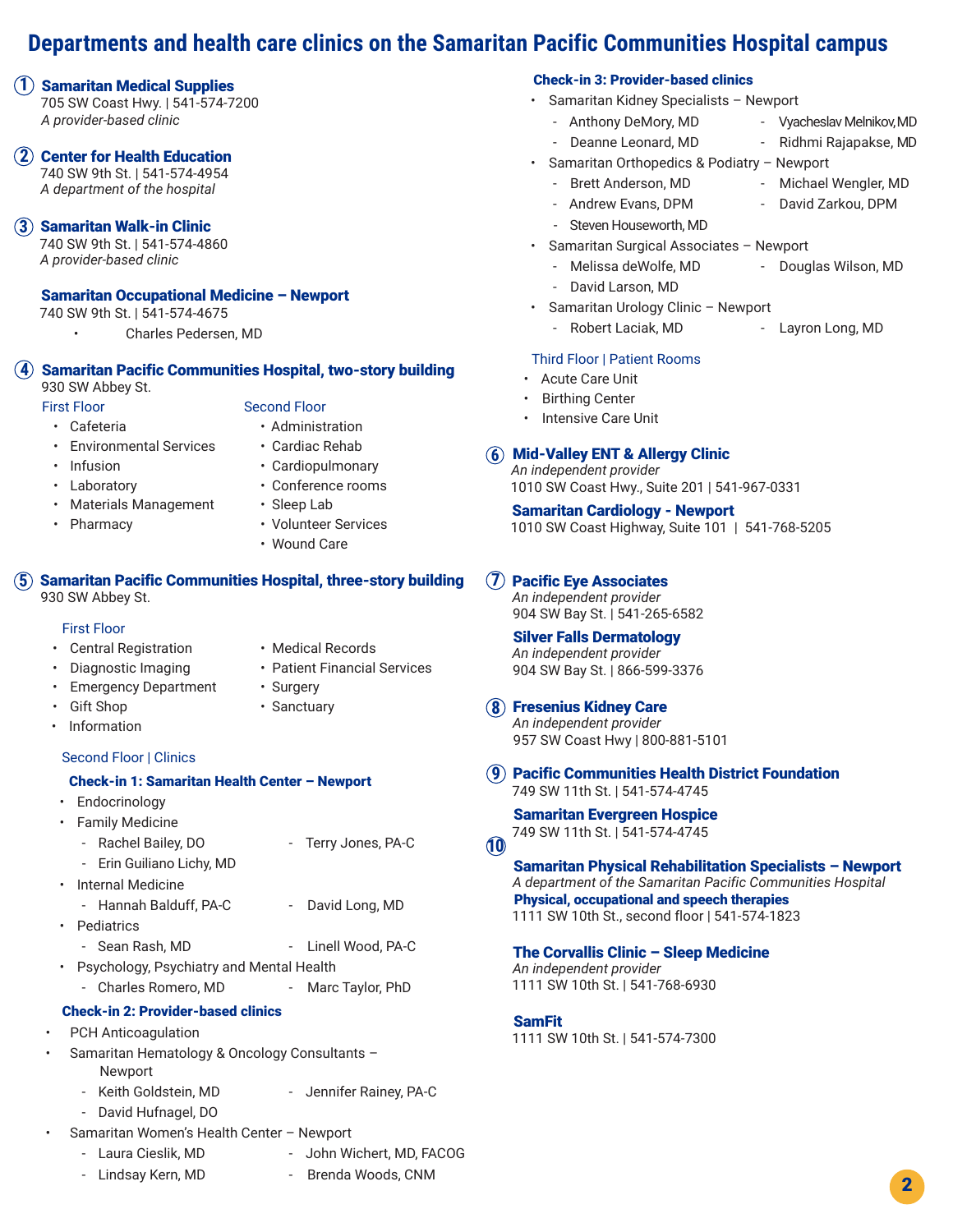# Departments and health care clinics on the Samaritan Pacific Communities Hospital campus

## ① Samaritan Medical Supplies

705 SW Coast Hwy. | 541-574-7200
*A provider-based clinic*

## ② Center for Health Education

740 SW 9th St. | 541-574-4954
*A department of the hospital*

## ③ Samaritan Walk-in Clinic

740 SW 9th St. | 541-574-4860
*A provider-based clinic*

### Samaritan Occupational Medicine – Newport

740 SW 9th St. | 541-574-4675

- Charles Pedersen, MD

## ④ Samaritan Pacific Communities Hospital, two-story building

930 SW Abbey St.

First Floor

- Cafeteria
- Environmental Services
- Infusion
- Laboratory
- Materials Management
- Pharmacy

Second Floor

- Administration
- Cardiac Rehab
- Cardiopulmonary
- Conference rooms
- Sleep Lab
- Volunteer Services
- Wound Care

## ⑤ Samaritan Pacific Communities Hospital, three-story building

930 SW Abbey St.

First Floor

- Central Registration
- Diagnostic Imaging
- Emergency Department
- Gift Shop
- Information
- Medical Records
- Patient Financial Services
- Surgery
- Sanctuary

Second Floor | Clinics

**Check-in 1: Samaritan Health Center – Newport**

- Endocrinology
- Family Medicine
  - Rachel Bailey, DO
  - Terry Jones, PA-C
  - Erin Guiliano Lichy, MD
- Internal Medicine
  - Hannah Balduff, PA-C
  - David Long, MD
- Pediatrics
  - Sean Rash, MD
  - Linell Wood, PA-C
- Psychology, Psychiatry and Mental Health
  - Charles Romero, MD
  - Marc Taylor, PhD

**Check-in 2: Provider-based clinics**

- PCH Anticoagulation
- Samaritan Hematology & Oncology Consultants – Newport
  - Keith Goldstein, MD
  - Jennifer Rainey, PA-C
  - David Hufnagel, DO
- Samaritan Women's Health Center – Newport
  - Laura Cieslik, MD
  - John Wichert, MD, FACOG
  - Lindsay Kern, MD
  - Brenda Woods, CNM

**Check-in 3: Provider-based clinics**

- Samaritan Kidney Specialists – Newport
  - Anthony DeMory, MD
  - Vyacheslav Melnikov, MD
  - Deanne Leonard, MD
  - Ridhmi Rajapakse, MD
- Samaritan Orthopedics & Podiatry – Newport
  - Brett Anderson, MD
  - Michael Wengler, MD
  - Andrew Evans, DPM
  - David Zarkou, DPM
  - Steven Houseworth, MD
- Samaritan Surgical Associates – Newport
  - Melissa deWolfe, MD
  - Douglas Wilson, MD
  - David Larson, MD
- Samaritan Urology Clinic – Newport
  - Robert Laciak, MD
  - Layron Long, MD

Third Floor | Patient Rooms

- Acute Care Unit
- Birthing Center
- Intensive Care Unit

## ⑥ Mid-Valley ENT & Allergy Clinic

*An independent provider*
1010 SW Coast Hwy., Suite 201 | 541-967-0331

### Samaritan Cardiology - Newport

1010 SW Coast Highway, Suite 101 | 541-768-5205

## ⑦ Pacific Eye Associates

*An independent provider*
904 SW Bay St. | 541-265-6582

### Silver Falls Dermatology

*An independent provider*
904 SW Bay St. | 866-599-3376

## ⑧ Fresenius Kidney Care

*An independent provider*
957 SW Coast Hwy | 800-881-5101

## ⑨ Pacific Communities Health District Foundation

749 SW 11th St. | 541-574-4745

### Samaritan Evergreen Hospice

749 SW 11th St. | 541-574-4745

## ⑩ Samaritan Physical Rehabilitation Specialists – Newport

*A department of the Samaritan Pacific Communities Hospital*
**Physical, occupational and speech therapies**
1111 SW 10th St., second floor | 541-574-1823

### The Corvallis Clinic – Sleep Medicine

*An independent provider*
1111 SW 10th St. | 541-768-6930

### SamFit

1111 SW 10th St. | 541-574-7300